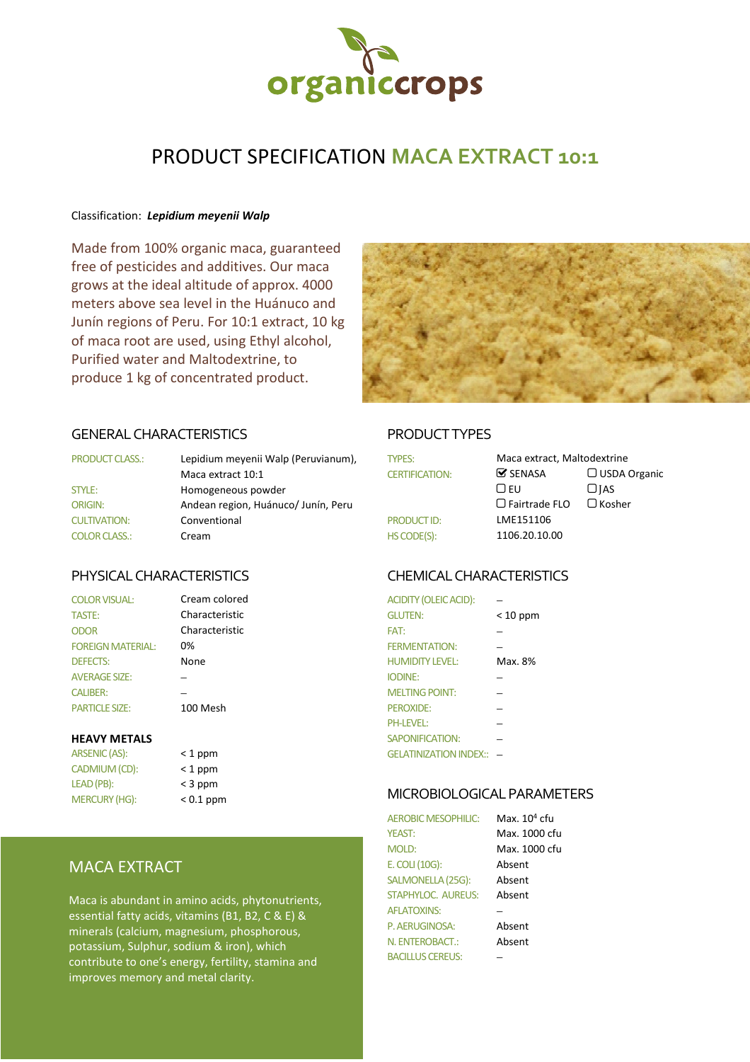# PRODUCT SPECIFICATION MACA EXTRACT 10:1

Classification: ***Lepidium meyenii Walp***

Made from 100% organic maca, guaranteed free of pesticides and additives. Our maca grows at the ideal altitude of approx. 4000 meters above sea level in the Huánuco and Junín regions of Peru. For 10:1 extract, 10 kg of maca root are used, using Ethyl alcohol, Purified water and Maltodextrine, to produce 1 kg of concentrated product.

## GENERAL CHARACTERISTICS

| | |
|---|---|
| PRODUCT CLASS.: | Lepidium meyenii Walp (Peruvianum), Maca extract 10:1 |
| STYLE: | Homogeneous powder |
| ORIGIN: | Andean region, Huánuco/ Junín, Peru |
| CULTIVATION: | Conventional |
| COLOR CLASS.: | Cream |

## PRODUCT TYPES

| | | |
|---|---|---|
| TYPES: | Maca extract, Maltodextrine | |
| CERTIFICATION: | ☑ SENASA | ☐ USDA Organic |
| | ☐ EU | ☐ JAS |
| | ☐ Fairtrade FLO | ☐ Kosher |
| PRODUCT ID: | LME151106 | |
| HS CODE(S): | 1106.20.10.00 | |

## PHYSICAL CHARACTERISTICS

| | |
|---|---|
| COLOR VISUAL: | Cream colored |
| TASTE: | Characteristic |
| ODOR | Characteristic |
| FOREIGN MATERIAL: | 0% |
| DEFECTS: | None |
| AVERAGE SIZE: | – |
| CALIBER: | – |
| PARTICLE SIZE: | 100 Mesh |

### HEAVY METALS

| | |
|---|---|
| ARSENIC (AS): | < 1 ppm |
| CADMIUM (CD): | < 1 ppm |
| LEAD (PB): | < 3 ppm |
| MERCURY (HG): | < 0.1 ppm |

## CHEMICAL CHARACTERISTICS

| | |
|---|---|
| ACIDITY (OLEIC ACID): | – |
| GLUTEN: | < 10 ppm |
| FAT: | – |
| FERMENTATION: | – |
| HUMIDITY LEVEL: | Max. 8% |
| IODINE: | – |
| MELTING POINT: | – |
| PEROXIDE: | – |
| PH-LEVEL: | – |
| SAPONIFICATION: | – |
| GELATINIZATION INDEX:: | – |

## MICROBIOLOGICAL PARAMETERS

| | |
|---|---|
| AEROBIC MESOPHILIC: | Max. $10^4$ cfu |
| YEAST: | Max. 1000 cfu |
| MOLD: | Max. 1000 cfu |
| E. COLI (10G): | Absent |
| SALMONELLA (25G): | Absent |
| STAPHYLOC. AUREUS: | Absent |
| AFLATOXINS: | – |
| P. AERUGINOSA: | Absent |
| N. ENTEROBACT.: | Absent |
| BACILLUS CEREUS: | – |

## MACA EXTRACT

Maca is abundant in amino acids, phytonutrients, essential fatty acids, vitamins (B1, B2, C & E) & minerals (calcium, magnesium, phosphorous, potassium, Sulphur, sodium & iron), which contribute to one's energy, fertility, stamina and improves memory and metal clarity.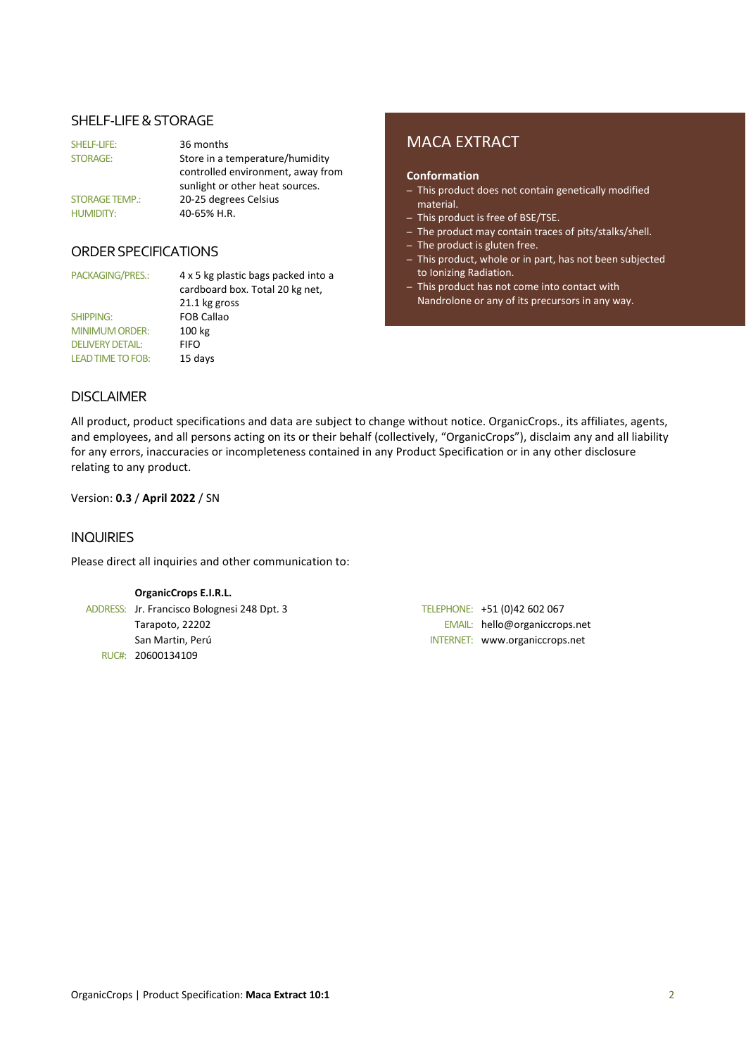## SHELF-LIFE & STORAGE

| | |
|---|---|
| SHELF-LIFE: | 36 months |
| STORAGE: | Store in a temperature/humidity controlled environment, away from sunlight or other heat sources. |
| STORAGE TEMP.: | 20-25 degrees Celsius |
| HUMIDITY: | 40-65% H.R. |

## ORDER SPECIFICATIONS

| | |
|---|---|
| PACKAGING/PRES.: | 4 x 5 kg plastic bags packed into a cardboard box. Total 20 kg net, 21.1 kg gross |
| SHIPPING: | FOB Callao |
| MINIMUM ORDER: | 100 kg |
| DELIVERY DETAIL: | FIFO |
| LEAD TIME TO FOB: | 15 days |

## MACA EXTRACT

**Conformation**

- This product does not contain genetically modified material.
- This product is free of BSE/TSE.
- The product may contain traces of pits/stalks/shell.
- The product is gluten free.
- This product, whole or in part, has not been subjected to Ionizing Radiation.
- This product has not come into contact with Nandrolone or any of its precursors in any way.

## DISCLAIMER

All product, product specifications and data are subject to change without notice. OrganicCrops., its affiliates, agents, and employees, and all persons acting on its or their behalf (collectively, "OrganicCrops"), disclaim any and all liability for any errors, inaccuracies or incompleteness contained in any Product Specification or in any other disclosure relating to any product.

Version: **0.3** / **April 2022** / SN

## INQUIRIES

Please direct all inquiries and other communication to:

**OrganicCrops E.I.R.L.**

ADDRESS: Jr. Francisco Bolognesi 248 Dpt. 3
Tarapoto, 22202
San Martin, Perú
RUC#: 20600134109

TELEPHONE: +51 (0)42 602 067
EMAIL: hello@organiccrops.net
INTERNET: www.organiccrops.net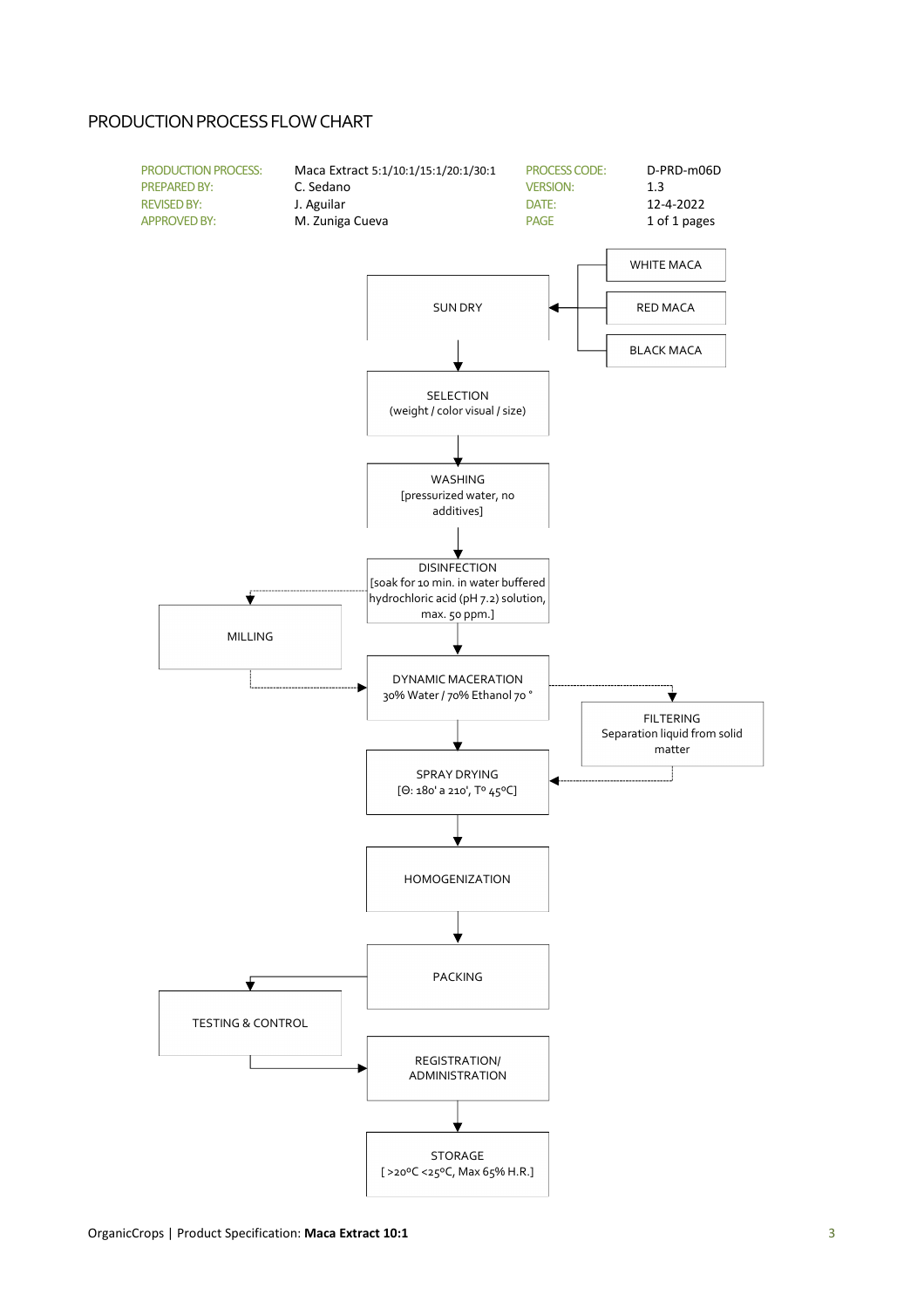# PRODUCTION PROCESS FLOW CHART

| | | | |
|---|---|---|---|
| PRODUCTION PROCESS: | Maca Extract 5:1/10:1/15:1/20:1/30:1 | PROCESS CODE: | D-PRD-m06D |
| PREPARED BY: | C. Sedano | VERSION: | 1.3 |
| REVISED BY: | J. Aguilar | DATE: | 12-4-2022 |
| APPROVED BY: | M. Zuniga Cueva | PAGE | 1 of 1 pages |

WHITE MACA

RED MACA

BLACK MACA

SUN DRY

SELECTION
(weight / color visual / size)

WASHING
[pressurized water, no additives]

DISINFECTION
[soak for 10 min. in water buffered hydrochloric acid (pH 7.2) solution, max. 50 ppm.]

MILLING

DYNAMIC MACERATION
30% Water / 70% Ethanol 70 °

FILTERING
Separation liquid from solid matter

SPRAY DRYING
[Θ: 180' a 210', T° 45°C]

HOMOGENIZATION

PACKING

TESTING & CONTROL

REGISTRATION/ ADMINISTRATION

STORAGE
[ >20°C <25°C, Max 65% H.R.]